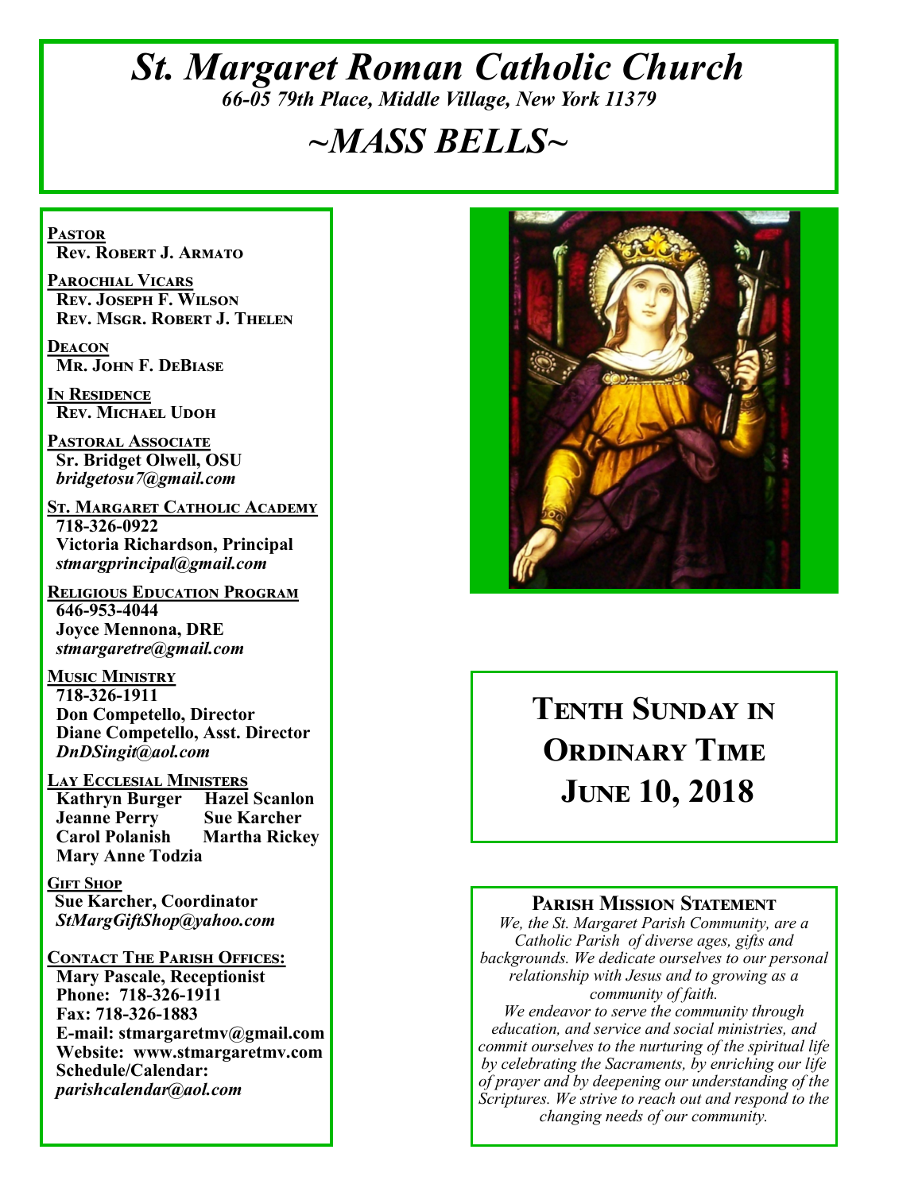# *St. Margaret Roman Catholic Church*

*66-05 79th Place, Middle Village, New York 11379*

# *~MASS BELLS~*

**Pastor**
Rev. Robert J. Armato

**Parochial Vicars**
Rev. Joseph F. Wilson
Rev. Msgr. Robert J. Thelen

**Deacon**
Mr. John F. DeBiase

**In Residence**
Rev. Michael Udoh

**Pastoral Associate**
Sr. Bridget Olwell, OSU
*bridgetosu7@gmail.com*

**St. Margaret Catholic Academy**
718-326-0922
Victoria Richardson, Principal
*stmargprincipal@gmail.com*

**Religious Education Program**
646-953-4044
Joyce Mennona, DRE
*stmargaretre@gmail.com*

**Music Ministry**
718-326-1911
Don Competello, Director
Diane Competello, Asst. Director
*DnDSingit@aol.com*

**Lay Ecclesial Ministers**
Kathryn Burger
Hazel Scanlon
Jeanne Perry
Sue Karcher
Carol Polanish
Martha Rickey
Mary Anne Todzia

**Gift Shop**
Sue Karcher, Coordinator
*StMargGiftShop@yahoo.com*

**Contact The Parish Offices:**
Mary Pascale, Receptionist
Phone: 718-326-1911
Fax: 718-326-1883
E-mail: stmargaretmv@gmail.com
Website: www.stmargaretmv.com
Schedule/Calendar:
*parishcalendar@aol.com*

## Tenth Sunday in Ordinary Time
## June 10, 2018

### Parish Mission Statement

*We, the St. Margaret Parish Community, are a Catholic Parish of diverse ages, gifts and backgrounds. We dedicate ourselves to our personal relationship with Jesus and to growing as a community of faith.*
*We endeavor to serve the community through education, and service and social ministries, and commit ourselves to the nurturing of the spiritual life by celebrating the Sacraments, by enriching our life of prayer and by deepening our understanding of the Scriptures. We strive to reach out and respond to the changing needs of our community.*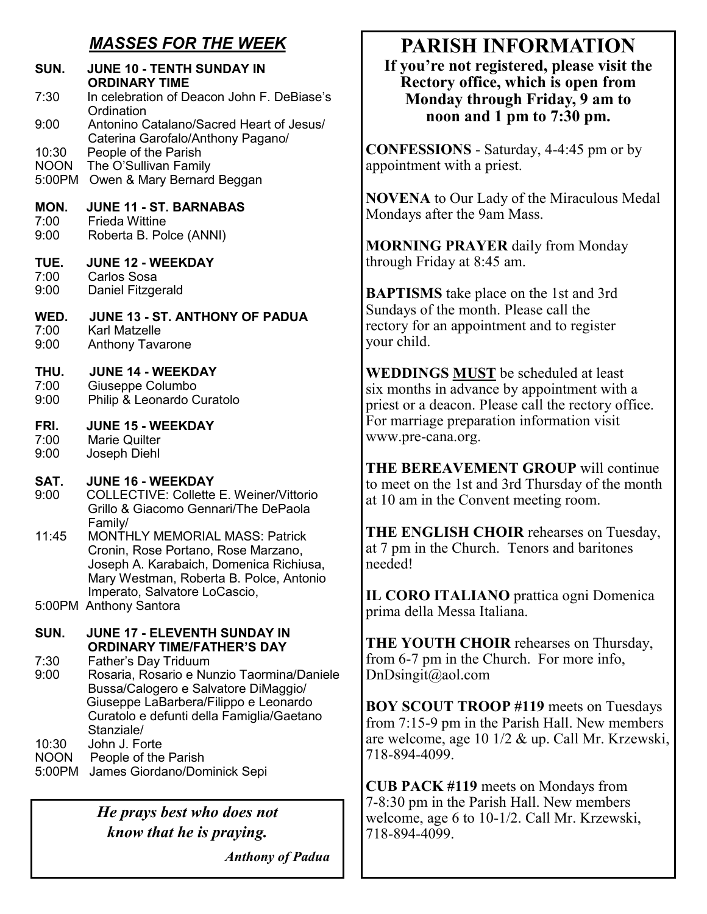## *MASSES FOR THE WEEK*

**SUN. JUNE 10 - TENTH SUNDAY IN ORDINARY TIME**

7:30 In celebration of Deacon John F. DeBiase's Ordination
9:00 Antonino Catalano/Sacred Heart of Jesus/ Caterina Garofalo/Anthony Pagano/
10:30 People of the Parish
NOON The O'Sullivan Family
5:00PM Owen & Mary Bernard Beggan

**MON. JUNE 11 - ST. BARNABAS**

7:00 Frieda Wittine
9:00 Roberta B. Polce (ANNI)

**TUE. JUNE 12 - WEEKDAY**

7:00 Carlos Sosa
9:00 Daniel Fitzgerald

**WED. JUNE 13 - ST. ANTHONY OF PADUA**

7:00 Karl Matzelle
9:00 Anthony Tavarone

**THU. JUNE 14 - WEEKDAY**

7:00 Giuseppe Columbo
9:00 Philip & Leonardo Curatolo

**FRI. JUNE 15 - WEEKDAY**

7:00 Marie Quilter
9:00 Joseph Diehl

**SAT. JUNE 16 - WEEKDAY**

9:00 COLLECTIVE: Collette E. Weiner/Vittorio Grillo & Giacomo Gennari/The DePaola Family/
11:45 MONTHLY MEMORIAL MASS: Patrick Cronin, Rose Portano, Rose Marzano, Joseph A. Karabaich, Domenica Richiusa, Mary Westman, Roberta B. Polce, Antonio Imperato, Salvatore LoCascio,
5:00PM Anthony Santora

**SUN. JUNE 17 - ELEVENTH SUNDAY IN ORDINARY TIME/FATHER'S DAY**

7:30 Father's Day Triduum
9:00 Rosaria, Rosario e Nunzio Taormina/Daniele Bussa/Calogero e Salvatore DiMaggio/ Giuseppe LaBarbera/Filippo e Leonardo Curatolo e defunti della Famiglia/Gaetano Stanziale/
10:30 John J. Forte
NOON People of the Parish
5:00PM James Giordano/Dominick Sepi

***He prays best who does not know that he is praying.***

*Anthony of Padua*

# PARISH INFORMATION

**If you're not registered, please visit the Rectory office, which is open from Monday through Friday, 9 am to noon and 1 pm to 7:30 pm.**

**CONFESSIONS** - Saturday, 4-4:45 pm or by appointment with a priest.

**NOVENA** to Our Lady of the Miraculous Medal Mondays after the 9am Mass.

**MORNING PRAYER** daily from Monday through Friday at 8:45 am.

**BAPTISMS** take place on the 1st and 3rd Sundays of the month. Please call the rectory for an appointment and to register your child.

**WEDDINGS MUST** be scheduled at least six months in advance by appointment with a priest or a deacon. Please call the rectory office. For marriage preparation information visit www.pre-cana.org.

**THE BEREAVEMENT GROUP** will continue to meet on the 1st and 3rd Thursday of the month at 10 am in the Convent meeting room.

**THE ENGLISH CHOIR** rehearses on Tuesday, at 7 pm in the Church. Tenors and baritones needed!

**IL CORO ITALIANO** prattica ogni Domenica prima della Messa Italiana.

**THE YOUTH CHOIR** rehearses on Thursday, from 6-7 pm in the Church. For more info, DnDsingit@aol.com

**BOY SCOUT TROOP #119** meets on Tuesdays from 7:15-9 pm in the Parish Hall. New members are welcome, age 10 1/2 & up. Call Mr. Krzewski, 718-894-4099.

**CUB PACK #119** meets on Mondays from 7-8:30 pm in the Parish Hall. New members welcome, age 6 to 10-1/2. Call Mr. Krzewski, 718-894-4099.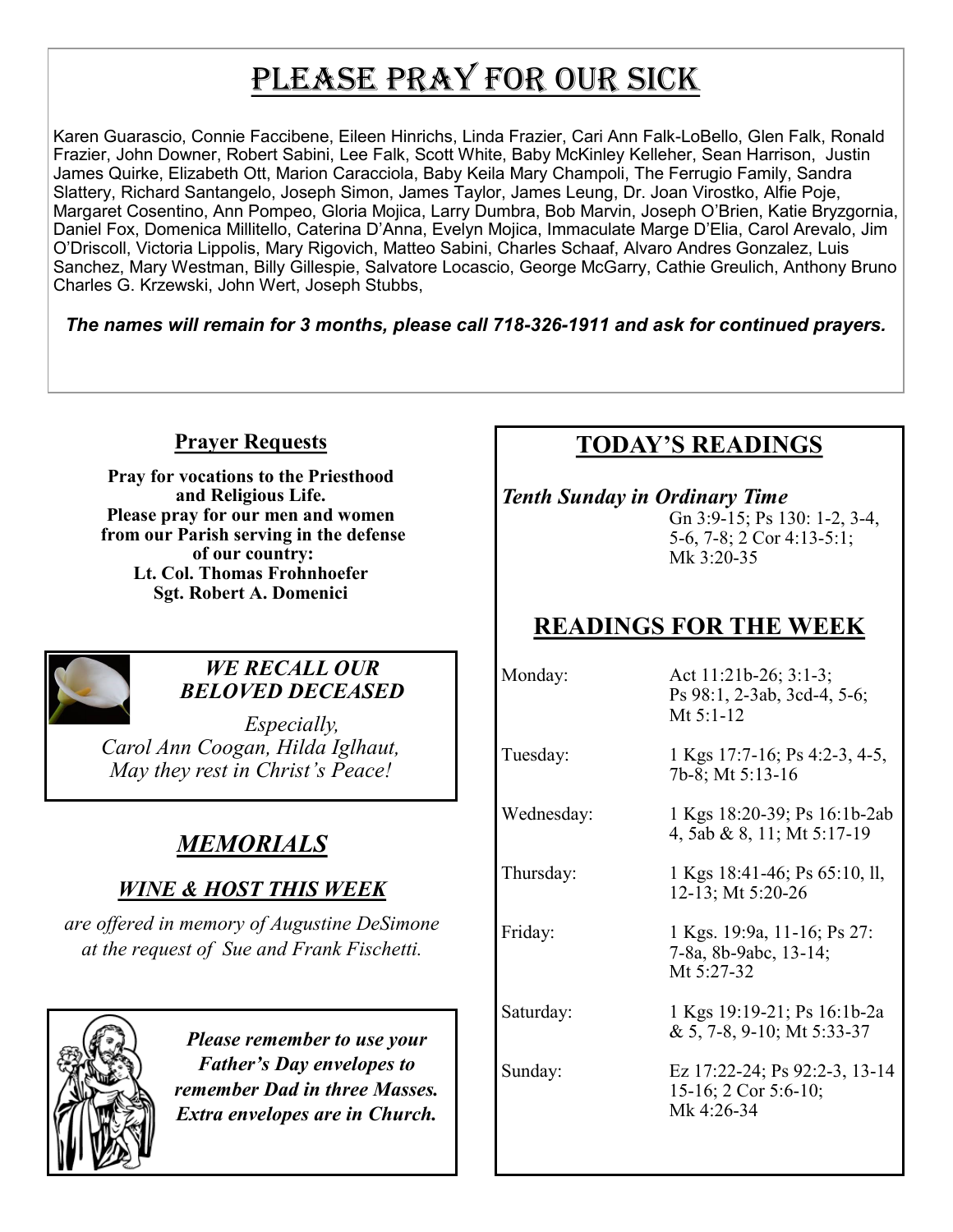# PLEASE PRAY FOR OUR SICK

Karen Guarascio, Connie Faccibene, Eileen Hinrichs, Linda Frazier, Cari Ann Falk-LoBello, Glen Falk, Ronald Frazier, John Downer, Robert Sabini, Lee Falk, Scott White, Baby McKinley Kelleher, Sean Harrison, Justin James Quirke, Elizabeth Ott, Marion Caracciola, Baby Keila Mary Champoli, The Ferrugio Family, Sandra Slattery, Richard Santangelo, Joseph Simon, James Taylor, James Leung, Dr. Joan Virostko, Alfie Poje, Margaret Cosentino, Ann Pompeo, Gloria Mojica, Larry Dumbra, Bob Marvin, Joseph O'Brien, Katie Bryzgornia, Daniel Fox, Domenica Millitello, Caterina D'Anna, Evelyn Mojica, Immaculate Marge D'Elia, Carol Arevalo, Jim O'Driscoll, Victoria Lippolis, Mary Rigovich, Matteo Sabini, Charles Schaaf, Alvaro Andres Gonzalez, Luis Sanchez, Mary Westman, Billy Gillespie, Salvatore Locascio, George McGarry, Cathie Greulich, Anthony Bruno Charles G. Krzewski, John Wert, Joseph Stubbs,

***The names will remain for 3 months, please call 718-326-1911 and ask for continued prayers.***

## Prayer Requests

**Pray for vocations to the Priesthood and Religious Life.**
**Please pray for our men and women from our Parish serving in the defense of our country:**
**Lt. Col. Thomas Frohnhoefer**
**Sgt. Robert A. Domenici**

***WE RECALL OUR BELOVED DECEASED***

*Especially,*
*Carol Ann Coogan, Hilda Iglhaut,*
*May they rest in Christ's Peace!*

## *MEMORIALS*

### *WINE & HOST THIS WEEK*

*are offered in memory of Augustine DeSimone at the request of Sue and Frank Fischetti.*

***Please remember to use your Father's Day envelopes to remember Dad in three Masses. Extra envelopes are in Church.***

## TODAY'S READINGS

***Tenth Sunday in Ordinary Time***
Gn 3:9-15; Ps 130: 1-2, 3-4, 5-6, 7-8; 2 Cor 4:13-5:1; Mk 3:20-35

## READINGS FOR THE WEEK

| | |
|---|---|
| Monday: | Act 11:21b-26; 3:1-3; Ps 98:1, 2-3ab, 3cd-4, 5-6; Mt 5:1-12 |
| Tuesday: | 1 Kgs 17:7-16; Ps 4:2-3, 4-5, 7b-8; Mt 5:13-16 |
| Wednesday: | 1 Kgs 18:20-39; Ps 16:1b-2ab 4, 5ab & 8, 11; Mt 5:17-19 |
| Thursday: | 1 Kgs 18:41-46; Ps 65:10, ll, 12-13; Mt 5:20-26 |
| Friday: | 1 Kgs. 19:9a, 11-16; Ps 27: 7-8a, 8b-9abc, 13-14; Mt 5:27-32 |
| Saturday: | 1 Kgs 19:19-21; Ps 16:1b-2a & 5, 7-8, 9-10; Mt 5:33-37 |
| Sunday: | Ez 17:22-24; Ps 92:2-3, 13-14 15-16; 2 Cor 5:6-10; Mk 4:26-34 |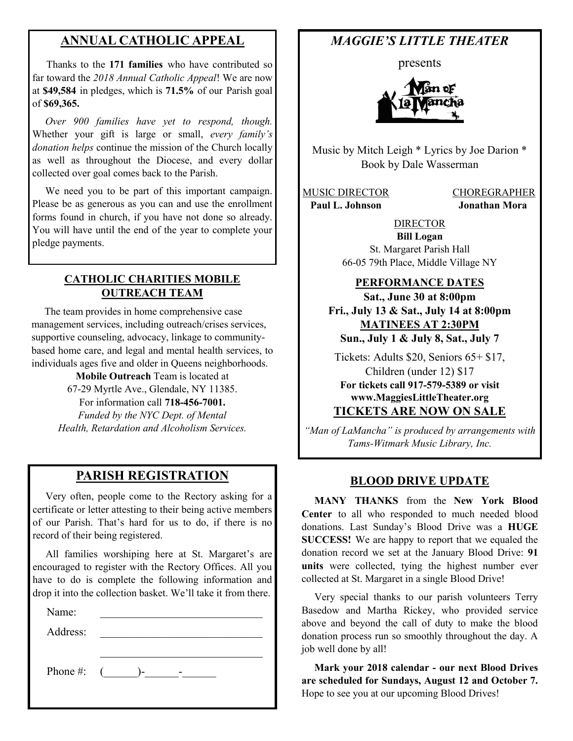## ANNUAL CATHOLIC APPEAL

Thanks to the **171 families** who have contributed so far toward the *2018 Annual Catholic Appeal*! We are now at **$49,584** in pledges, which is **71.5%** of our Parish goal of **$69,365.**

*Over 900 families have yet to respond, though.* Whether your gift is large or small, *every family's donation helps* continue the mission of the Church locally as well as throughout the Diocese, and every dollar collected over goal comes back to the Parish.

We need you to be part of this important campaign. Please be as generous as you can and use the enrollment forms found in church, if you have not done so already. You will have until the end of the year to complete your pledge payments.

## CATHOLIC CHARITIES MOBILE OUTREACH TEAM

The team provides in home comprehensive case management services, including outreach/crises services, supportive counseling, advocacy, linkage to community-based home care, and legal and mental health services, to individuals ages five and older in Queens neighborhoods.

**Mobile Outreach** Team is located at
67-29 Myrtle Ave., Glendale, NY 11385.
For information call **718-456-7001.**
*Funded by the NYC Dept. of Mental Health, Retardation and Alcoholism Services.*

## PARISH REGISTRATION

Very often, people come to the Rectory asking for a certificate or letter attesting to their being active members of our Parish. That's hard for us to do, if there is no record of their being registered.

All families worshiping here at St. Margaret's are encouraged to register with the Rectory Offices. All you have to do is complete the following information and drop it into the collection basket. We'll take it from there.

Name: ______________________________

Address: ______________________________

______________________________

Phone #: (______)-______-______

## *MAGGIE'S LITTLE THEATER*

presents

Man of LaMancha

Music by Mitch Leigh * Lyrics by Joe Darion * Book by Dale Wasserman

MUSIC DIRECTOR
**Paul L. Johnson**

CHOREGRAPHER
**Jonathan Mora**

DIRECTOR
**Bill Logan**

St. Margaret Parish Hall
66-05 79th Place, Middle Village NY

**PERFORMANCE DATES**
**Sat., June 30 at 8:00pm**
**Fri., July 13 & Sat., July 14 at 8:00pm**
**MATINEES AT 2:30PM**
**Sun., July 1 & July 8, Sat., July 7**

Tickets: Adults $20, Seniors 65+ $17, Children (under 12) $17
**For tickets call 917-579-5389 or visit www.MaggiesLittleTheater.org**
**TICKETS ARE NOW ON SALE**

*"Man of LaMancha" is produced by arrangements with Tams-Witmark Music Library, Inc.*

## BLOOD DRIVE UPDATE

**MANY THANKS** from the **New York Blood Center** to all who responded to much needed blood donations. Last Sunday's Blood Drive was a **HUGE SUCCESS!** We are happy to report that we equaled the donation record we set at the January Blood Drive: **91 units** were collected, tying the highest number ever collected at St. Margaret in a single Blood Drive!

Very special thanks to our parish volunteers Terry Basedow and Martha Rickey, who provided service above and beyond the call of duty to make the blood donation process run so smoothly throughout the day. A job well done by all!

**Mark your 2018 calendar - our next Blood Drives are scheduled for Sundays, August 12 and October 7.** Hope to see you at our upcoming Blood Drives!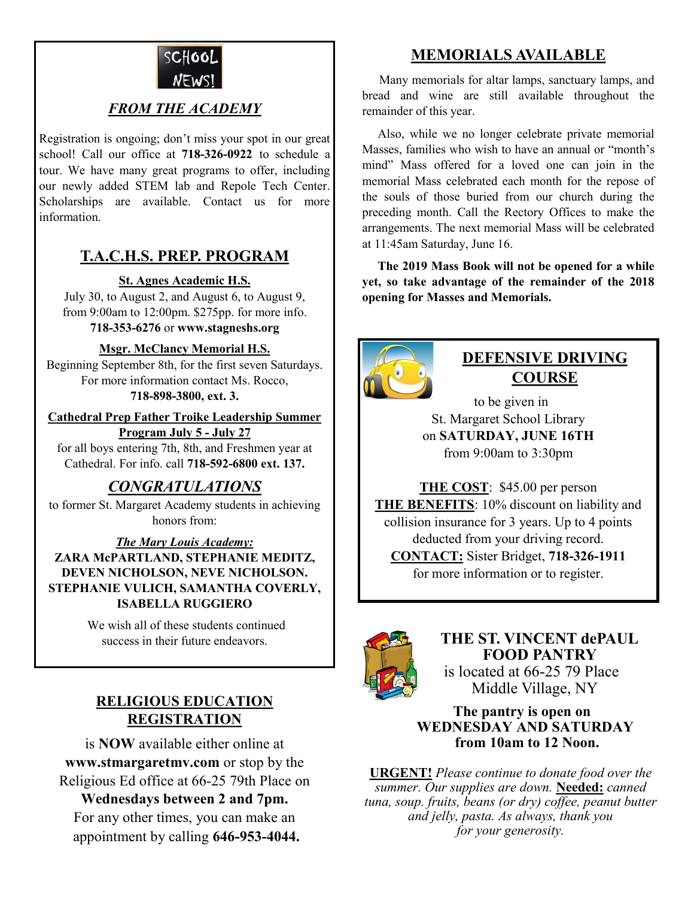SCHOOL NEWS!

### *FROM THE ACADEMY*

Registration is ongoing; don't miss your spot in our great school! Call our office at **718-326-0922** to schedule a tour. We have many great programs to offer, including our newly added STEM lab and Repole Tech Center. Scholarships are available. Contact us for more information.

## T.A.C.H.S. PREP. PROGRAM

**St. Agnes Academic H.S.**
July 30, to August 2, and August 6, to August 9, from 9:00am to 12:00pm. $275pp. for more info.
**718-353-6276** or **www.stagneshs.org**

**Msgr. McClancy Memorial H.S.**
Beginning September 8th, for the first seven Saturdays. For more information contact Ms. Rocco,
**718-898-3800, ext. 3.**

**Cathedral Prep Father Troike Leadership Summer Program July 5 - July 27**
for all boys entering 7th, 8th, and Freshmen year at Cathedral. For info. call **718-592-6800 ext. 137.**

## *CONGRATULATIONS*

to former St. Margaret Academy students in achieving honors from:

***The Mary Louis Academy:***
**ZARA McPARTLAND, STEPHANIE MEDITZ, DEVEN NICHOLSON, NEVE NICHOLSON. STEPHANIE VULICH, SAMANTHA COVERLY, ISABELLA RUGGIERO**

We wish all of these students continued success in their future endeavors.

## RELIGIOUS EDUCATION REGISTRATION

is **NOW** available either online at **www.stmargaretmv.com** or stop by the Religious Ed office at 66-25 79th Place on **Wednesdays between 2 and 7pm.** For any other times, you can make an appointment by calling **646-953-4044.**

## MEMORIALS AVAILABLE

Many memorials for altar lamps, sanctuary lamps, and bread and wine are still available throughout the remainder of this year.

Also, while we no longer celebrate private memorial Masses, families who wish to have an annual or "month's mind" Mass offered for a loved one can join in the memorial Mass celebrated each month for the repose of the souls of those buried from our church during the preceding month. Call the Rectory Offices to make the arrangements. The next memorial Mass will be celebrated at 11:45am Saturday, June 16.

**The 2019 Mass Book will not be opened for a while yet, so take advantage of the remainder of the 2018 opening for Masses and Memorials.**

## DEFENSIVE DRIVING COURSE

to be given in
St. Margaret School Library
on **SATURDAY, JUNE 16TH**
from 9:00am to 3:30pm

**THE COST**: $45.00 per person
**THE BENEFITS**: 10% discount on liability and collision insurance for 3 years. Up to 4 points deducted from your driving record.
**CONTACT:** Sister Bridget, **718-326-1911** for more information or to register.

## THE ST. VINCENT dePAUL FOOD PANTRY

is located at 66-25 79 Place
Middle Village, NY

**The pantry is open on WEDNESDAY AND SATURDAY from 10am to 12 Noon.**

**URGENT!** *Please continue to donate food over the summer. Our supplies are down.* **Needed:** *canned tuna, soup. fruits, beans (or dry) coffee, peanut butter and jelly, pasta. As always, thank you for your generosity.*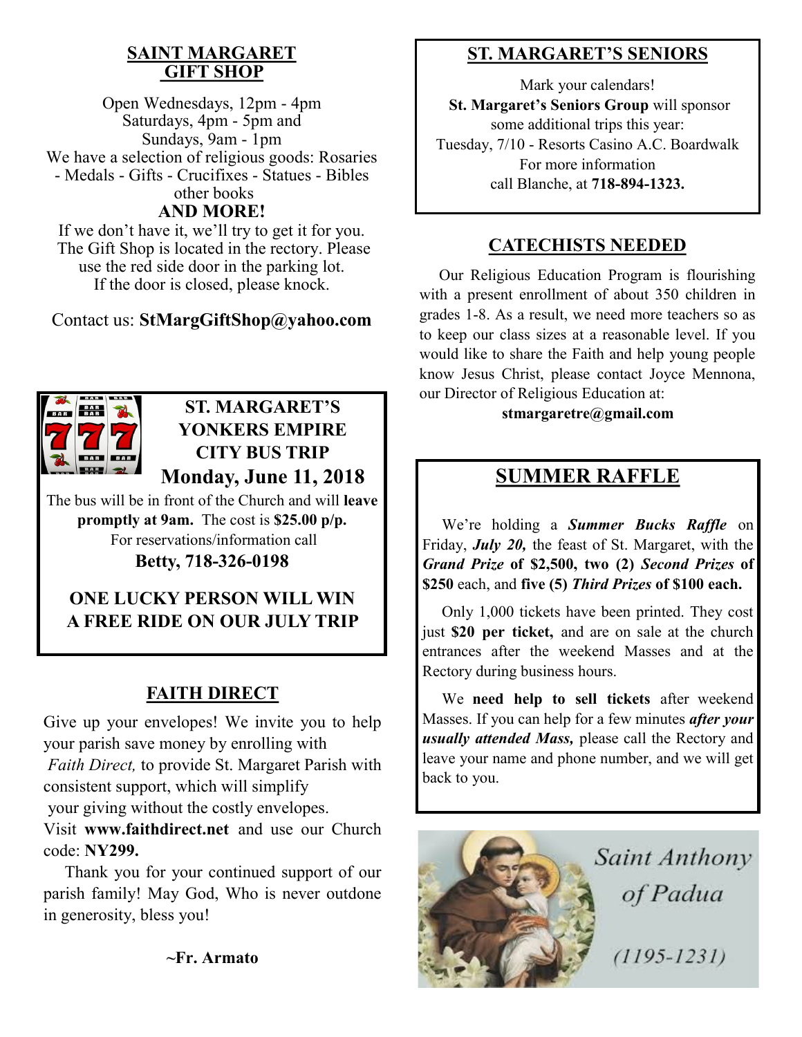## SAINT MARGARET GIFT SHOP

Open Wednesdays, 12pm - 4pm
Saturdays, 4pm - 5pm and
Sundays, 9am - 1pm
We have a selection of religious goods: Rosaries - Medals - Gifts - Crucifixes - Statues - Bibles other books

**AND MORE!**

If we don't have it, we'll try to get it for you. The Gift Shop is located in the rectory. Please use the red side door in the parking lot. If the door is closed, please knock.

Contact us: **StMargGiftShop@yahoo.com**

## ST. MARGARET'S YONKERS EMPIRE CITY BUS TRIP

**Monday, June 11, 2018**

The bus will be in front of the Church and will **leave promptly at 9am.** The cost is **$25.00 p/p.**
For reservations/information call
**Betty, 718-326-0198**

**ONE LUCKY PERSON WILL WIN A FREE RIDE ON OUR JULY TRIP**

## FAITH DIRECT

Give up your envelopes! We invite you to help your parish save money by enrolling with *Faith Direct,* to provide St. Margaret Parish with consistent support, which will simplify your giving without the costly envelopes.
Visit **www.faithdirect.net** and use our Church code: **NY299.**

Thank you for your continued support of our parish family! May God, Who is never outdone in generosity, bless you!

**~Fr. Armato**

## ST. MARGARET'S SENIORS

Mark your calendars!
**St. Margaret's Seniors Group** will sponsor some additional trips this year:
Tuesday, 7/10 - Resorts Casino A.C. Boardwalk
For more information
call Blanche, at **718-894-1323.**

## CATECHISTS NEEDED

Our Religious Education Program is flourishing with a present enrollment of about 350 children in grades 1-8. As a result, we need more teachers so as to keep our class sizes at a reasonable level. If you would like to share the Faith and help young people know Jesus Christ, please contact Joyce Mennona, our Director of Religious Education at:
**stmargaretre@gmail.com**

## SUMMER RAFFLE

We're holding a ***Summer Bucks Raffle*** on Friday, ***July 20,*** the feast of St. Margaret, with the ***Grand Prize* of $2,500, two (2) *Second Prizes* of $250** each, and **five (5) *Third Prizes* of $100 each.**

Only 1,000 tickets have been printed. They cost just **$20 per ticket,** and are on sale at the church entrances after the weekend Masses and at the Rectory during business hours.

We **need help to sell tickets** after weekend Masses. If you can help for a few minutes ***after your usually attended Mass,*** please call the Rectory and leave your name and phone number, and we will get back to you.

Saint Anthony of Padua
(1195-1231)